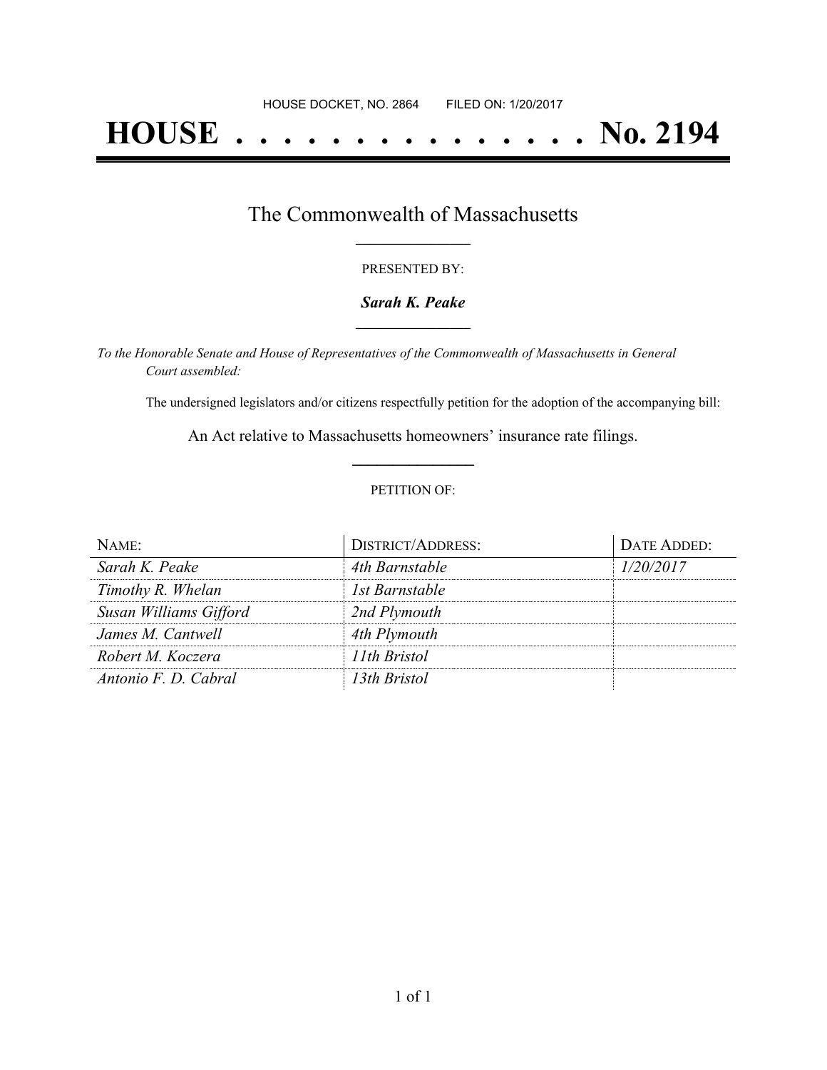HOUSE DOCKET, NO. 2864 FILED ON: 1/20/2017

# HOUSE . . . . . . . . . . . . . . . No. 2194

## The Commonwealth of Massachusetts

PRESENTED BY:

***Sarah K. Peake***

*To the Honorable Senate and House of Representatives of the Commonwealth of Massachusetts in General Court assembled:*

The undersigned legislators and/or citizens respectfully petition for the adoption of the accompanying bill:

An Act relative to Massachusetts homeowners' insurance rate filings.

PETITION OF:

| NAME: | DISTRICT/ADDRESS: | DATE ADDED: |
|---|---|---|
| *Sarah K. Peake* | *4th Barnstable* | *1/20/2017* |
| *Timothy R. Whelan* | *1st Barnstable* | |
| *Susan Williams Gifford* | *2nd Plymouth* | |
| *James M. Cantwell* | *4th Plymouth* | |
| *Robert M. Koczera* | *11th Bristol* | |
| *Antonio F. D. Cabral* | *13th Bristol* | |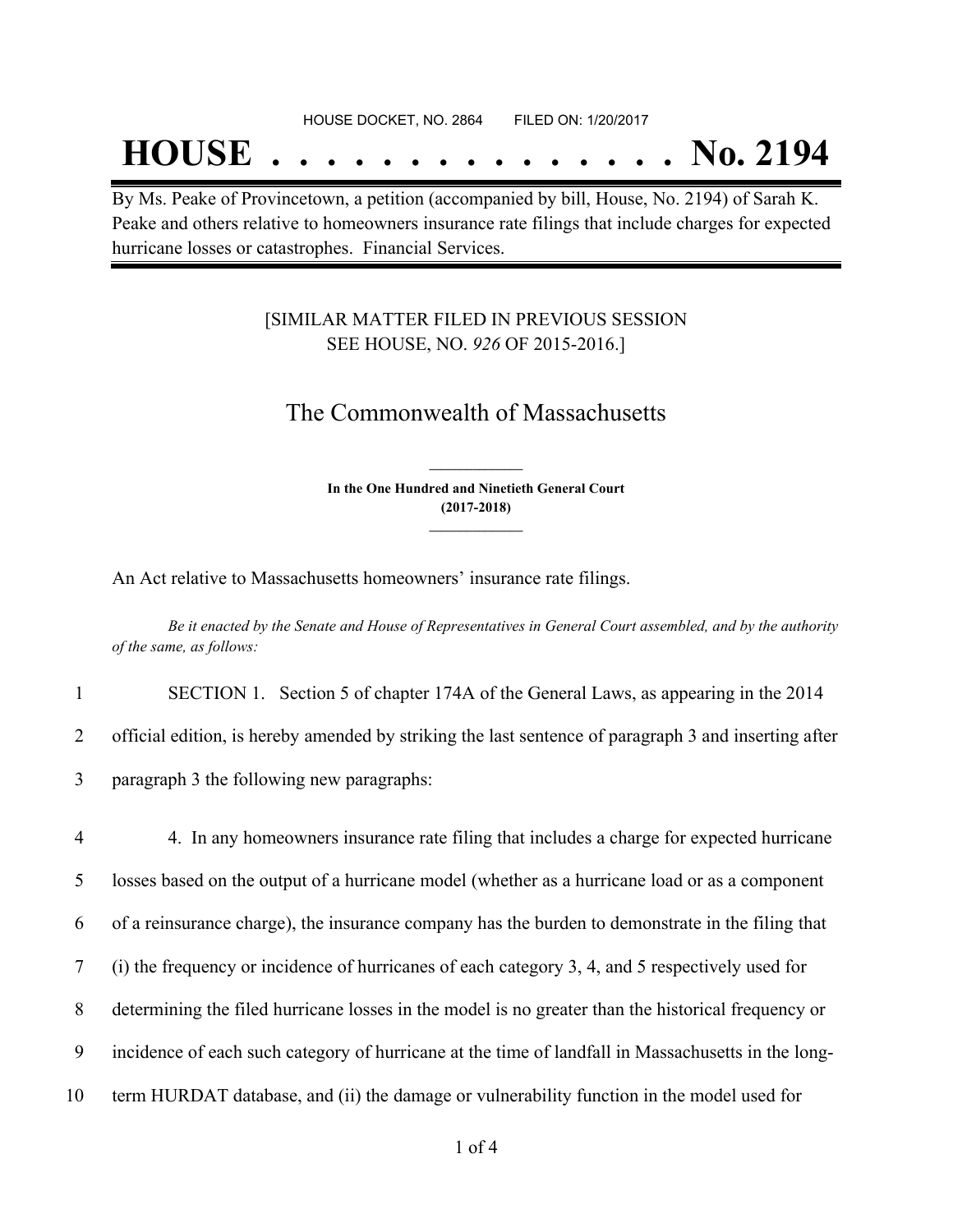HOUSE DOCKET, NO. 2864 FILED ON: 1/20/2017

# HOUSE . . . . . . . . . . . . . . . No. 2194

By Ms. Peake of Provincetown, a petition (accompanied by bill, House, No. 2194) of Sarah K. Peake and others relative to homeowners insurance rate filings that include charges for expected hurricane losses or catastrophes. Financial Services.

[SIMILAR MATTER FILED IN PREVIOUS SESSION SEE HOUSE, NO. *926* OF 2015-2016.]

## The Commonwealth of Massachusetts

**In the One Hundred and Ninetieth General Court (2017-2018)**

An Act relative to Massachusetts homeowners' insurance rate filings.

*Be it enacted by the Senate and House of Representatives in General Court assembled, and by the authority of the same, as follows:*

1 SECTION 1. Section 5 of chapter 174A of the General Laws, as appearing in the 2014
2 official edition, is hereby amended by striking the last sentence of paragraph 3 and inserting after
3 paragraph 3 the following new paragraphs:

4 4. In any homeowners insurance rate filing that includes a charge for expected hurricane
5 losses based on the output of a hurricane model (whether as a hurricane load or as a component
6 of a reinsurance charge), the insurance company has the burden to demonstrate in the filing that
7 (i) the frequency or incidence of hurricanes of each category 3, 4, and 5 respectively used for
8 determining the filed hurricane losses in the model is no greater than the historical frequency or
9 incidence of each such category of hurricane at the time of landfall in Massachusetts in the long-
10 term HURDAT database, and (ii) the damage or vulnerability function in the model used for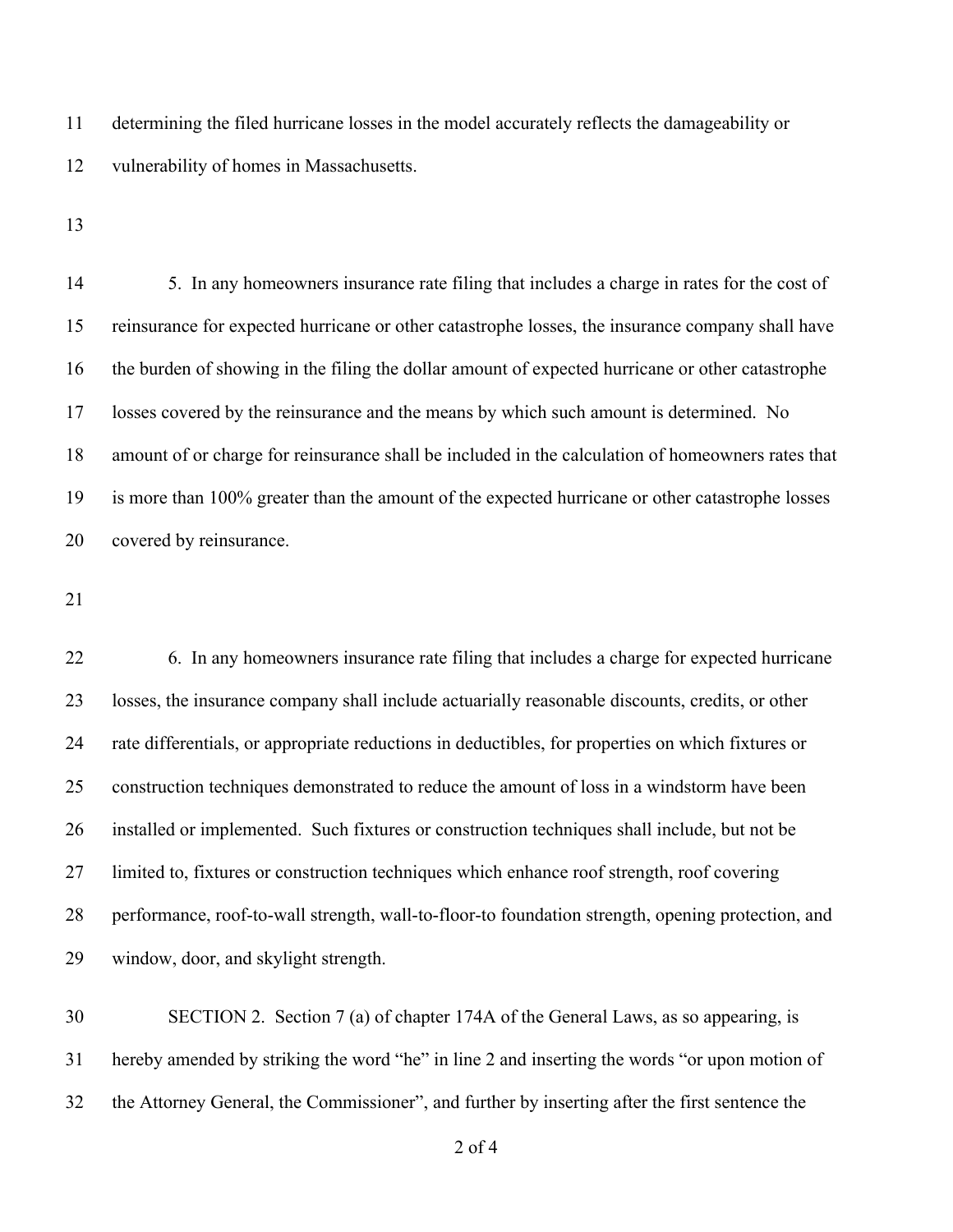determining the filed hurricane losses in the model accurately reflects the damageability or vulnerability of homes in Massachusetts.

5. In any homeowners insurance rate filing that includes a charge in rates for the cost of reinsurance for expected hurricane or other catastrophe losses, the insurance company shall have the burden of showing in the filing the dollar amount of expected hurricane or other catastrophe losses covered by the reinsurance and the means by which such amount is determined. No amount of or charge for reinsurance shall be included in the calculation of homeowners rates that is more than 100% greater than the amount of the expected hurricane or other catastrophe losses covered by reinsurance.

6. In any homeowners insurance rate filing that includes a charge for expected hurricane losses, the insurance company shall include actuarially reasonable discounts, credits, or other rate differentials, or appropriate reductions in deductibles, for properties on which fixtures or construction techniques demonstrated to reduce the amount of loss in a windstorm have been installed or implemented. Such fixtures or construction techniques shall include, but not be limited to, fixtures or construction techniques which enhance roof strength, roof covering performance, roof-to-wall strength, wall-to-floor-to foundation strength, opening protection, and window, door, and skylight strength.

SECTION 2. Section 7 (a) of chapter 174A of the General Laws, as so appearing, is hereby amended by striking the word "he" in line 2 and inserting the words "or upon motion of the Attorney General, the Commissioner", and further by inserting after the first sentence the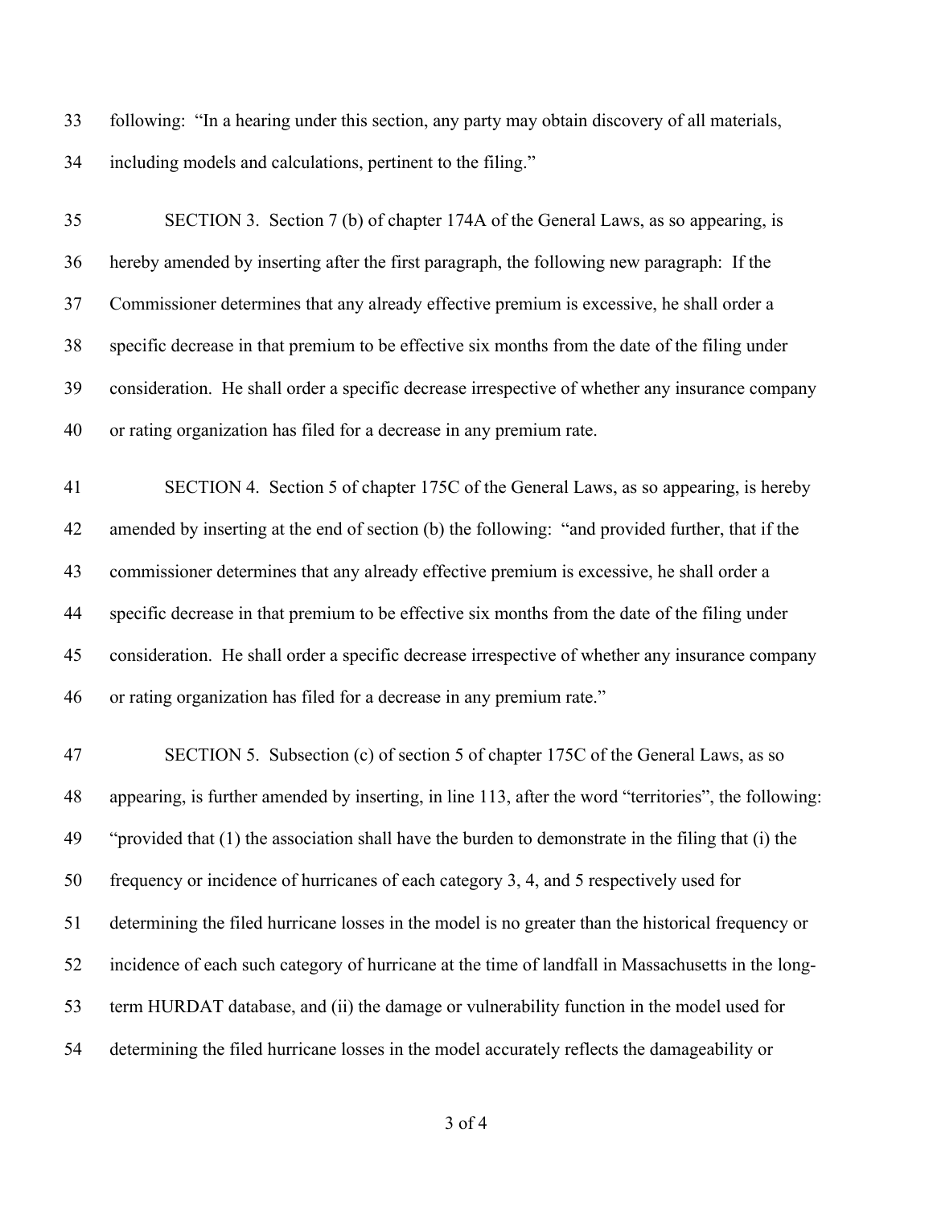following: "In a hearing under this section, any party may obtain discovery of all materials, including models and calculations, pertinent to the filing."

SECTION 3. Section 7 (b) of chapter 174A of the General Laws, as so appearing, is hereby amended by inserting after the first paragraph, the following new paragraph: If the Commissioner determines that any already effective premium is excessive, he shall order a specific decrease in that premium to be effective six months from the date of the filing under consideration. He shall order a specific decrease irrespective of whether any insurance company or rating organization has filed for a decrease in any premium rate.

SECTION 4. Section 5 of chapter 175C of the General Laws, as so appearing, is hereby amended by inserting at the end of section (b) the following: "and provided further, that if the commissioner determines that any already effective premium is excessive, he shall order a specific decrease in that premium to be effective six months from the date of the filing under consideration. He shall order a specific decrease irrespective of whether any insurance company or rating organization has filed for a decrease in any premium rate."

SECTION 5. Subsection (c) of section 5 of chapter 175C of the General Laws, as so appearing, is further amended by inserting, in line 113, after the word "territories", the following: "provided that (1) the association shall have the burden to demonstrate in the filing that (i) the frequency or incidence of hurricanes of each category 3, 4, and 5 respectively used for determining the filed hurricane losses in the model is no greater than the historical frequency or incidence of each such category of hurricane at the time of landfall in Massachusetts in the long-term HURDAT database, and (ii) the damage or vulnerability function in the model used for determining the filed hurricane losses in the model accurately reflects the damageability or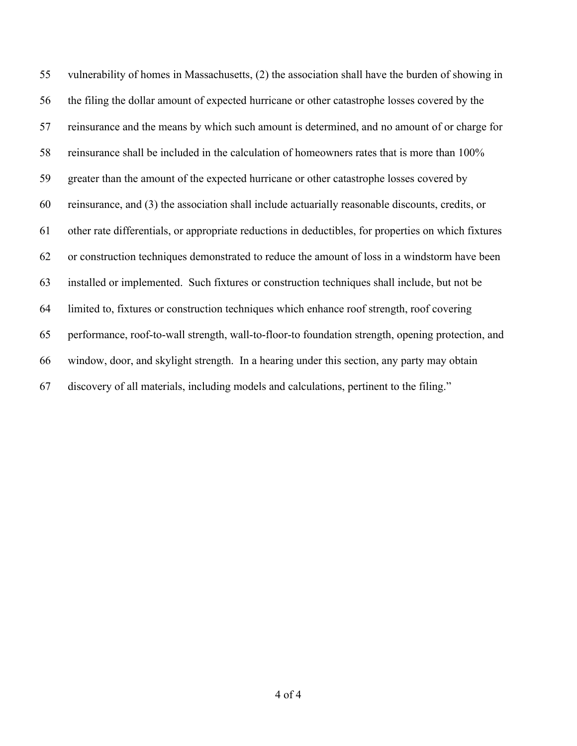vulnerability of homes in Massachusetts, (2) the association shall have the burden of showing in the filing the dollar amount of expected hurricane or other catastrophe losses covered by the reinsurance and the means by which such amount is determined, and no amount of or charge for reinsurance shall be included in the calculation of homeowners rates that is more than 100% greater than the amount of the expected hurricane or other catastrophe losses covered by reinsurance, and (3) the association shall include actuarially reasonable discounts, credits, or other rate differentials, or appropriate reductions in deductibles, for properties on which fixtures or construction techniques demonstrated to reduce the amount of loss in a windstorm have been installed or implemented. Such fixtures or construction techniques shall include, but not be limited to, fixtures or construction techniques which enhance roof strength, roof covering performance, roof-to-wall strength, wall-to-floor-to foundation strength, opening protection, and window, door, and skylight strength. In a hearing under this section, any party may obtain discovery of all materials, including models and calculations, pertinent to the filing."